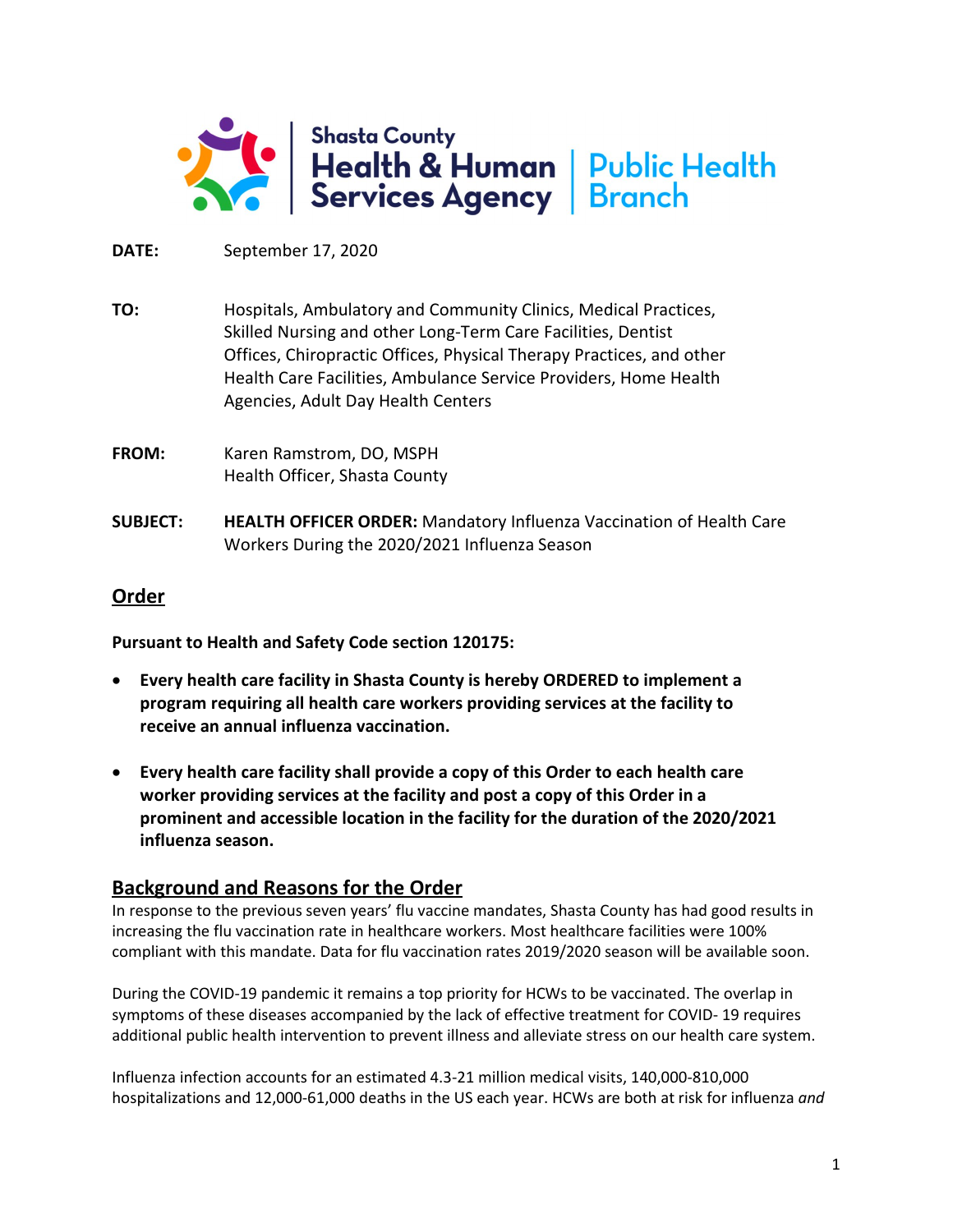Shasta County Health & Human Services Agency | Public Health Branch

**DATE:** September 17, 2020

**TO:** Hospitals, Ambulatory and Community Clinics, Medical Practices, Skilled Nursing and other Long-Term Care Facilities, Dentist Offices, Chiropractic Offices, Physical Therapy Practices, and other Health Care Facilities, Ambulance Service Providers, Home Health Agencies, Adult Day Health Centers

**FROM:** Karen Ramstrom, DO, MSPH
Health Officer, Shasta County

**SUBJECT:** **HEALTH OFFICER ORDER:** Mandatory Influenza Vaccination of Health Care Workers During the 2020/2021 Influenza Season

## Order

**Pursuant to Health and Safety Code section 120175:**

- **Every health care facility in Shasta County is hereby ORDERED to implement a program requiring all health care workers providing services at the facility to receive an annual influenza vaccination.**
- **Every health care facility shall provide a copy of this Order to each health care worker providing services at the facility and post a copy of this Order in a prominent and accessible location in the facility for the duration of the 2020/2021 influenza season.**

## Background and Reasons for the Order

In response to the previous seven years' flu vaccine mandates, Shasta County has had good results in increasing the flu vaccination rate in healthcare workers. Most healthcare facilities were 100% compliant with this mandate. Data for flu vaccination rates 2019/2020 season will be available soon.

During the COVID-19 pandemic it remains a top priority for HCWs to be vaccinated. The overlap in symptoms of these diseases accompanied by the lack of effective treatment for COVID- 19 requires additional public health intervention to prevent illness and alleviate stress on our health care system.

Influenza infection accounts for an estimated 4.3-21 million medical visits, 140,000-810,000 hospitalizations and 12,000-61,000 deaths in the US each year. HCWs are both at risk for influenza *and*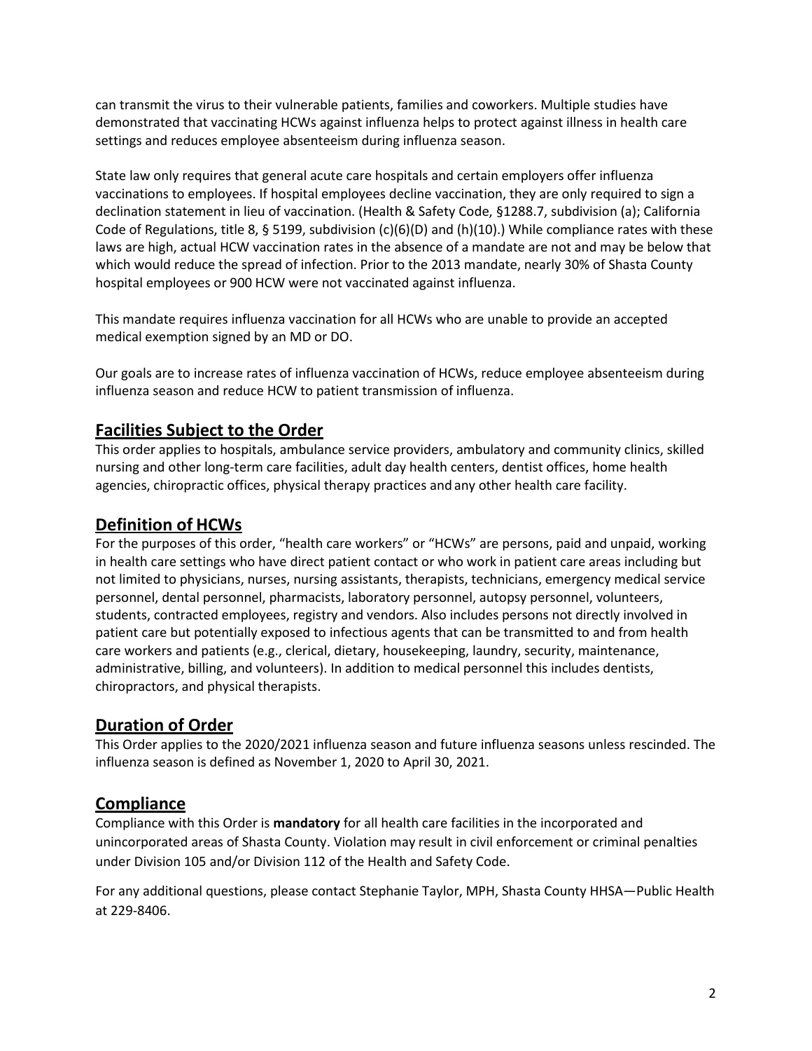can transmit the virus to their vulnerable patients, families and coworkers. Multiple studies have demonstrated that vaccinating HCWs against influenza helps to protect against illness in health care settings and reduces employee absenteeism during influenza season.

State law only requires that general acute care hospitals and certain employers offer influenza vaccinations to employees. If hospital employees decline vaccination, they are only required to sign a declination statement in lieu of vaccination. (Health & Safety Code, §1288.7, subdivision (a); California Code of Regulations, title 8, § 5199, subdivision (c)(6)(D) and (h)(10).) While compliance rates with these laws are high, actual HCW vaccination rates in the absence of a mandate are not and may be below that which would reduce the spread of infection. Prior to the 2013 mandate, nearly 30% of Shasta County hospital employees or 900 HCW were not vaccinated against influenza.

This mandate requires influenza vaccination for all HCWs who are unable to provide an accepted medical exemption signed by an MD or DO.

Our goals are to increase rates of influenza vaccination of HCWs, reduce employee absenteeism during influenza season and reduce HCW to patient transmission of influenza.

## Facilities Subject to the Order

This order applies to hospitals, ambulance service providers, ambulatory and community clinics, skilled nursing and other long-term care facilities, adult day health centers, dentist offices, home health agencies, chiropractic offices, physical therapy practices and any other health care facility.

## Definition of HCWs

For the purposes of this order, "health care workers" or "HCWs" are persons, paid and unpaid, working in health care settings who have direct patient contact or who work in patient care areas including but not limited to physicians, nurses, nursing assistants, therapists, technicians, emergency medical service personnel, dental personnel, pharmacists, laboratory personnel, autopsy personnel, volunteers, students, contracted employees, registry and vendors. Also includes persons not directly involved in patient care but potentially exposed to infectious agents that can be transmitted to and from health care workers and patients (e.g., clerical, dietary, housekeeping, laundry, security, maintenance, administrative, billing, and volunteers). In addition to medical personnel this includes dentists, chiropractors, and physical therapists.

## Duration of Order

This Order applies to the 2020/2021 influenza season and future influenza seasons unless rescinded. The influenza season is defined as November 1, 2020 to April 30, 2021.

## Compliance

Compliance with this Order is **mandatory** for all health care facilities in the incorporated and unincorporated areas of Shasta County. Violation may result in civil enforcement or criminal penalties under Division 105 and/or Division 112 of the Health and Safety Code.

For any additional questions, please contact Stephanie Taylor, MPH, Shasta County HHSA—Public Health at 229-8406.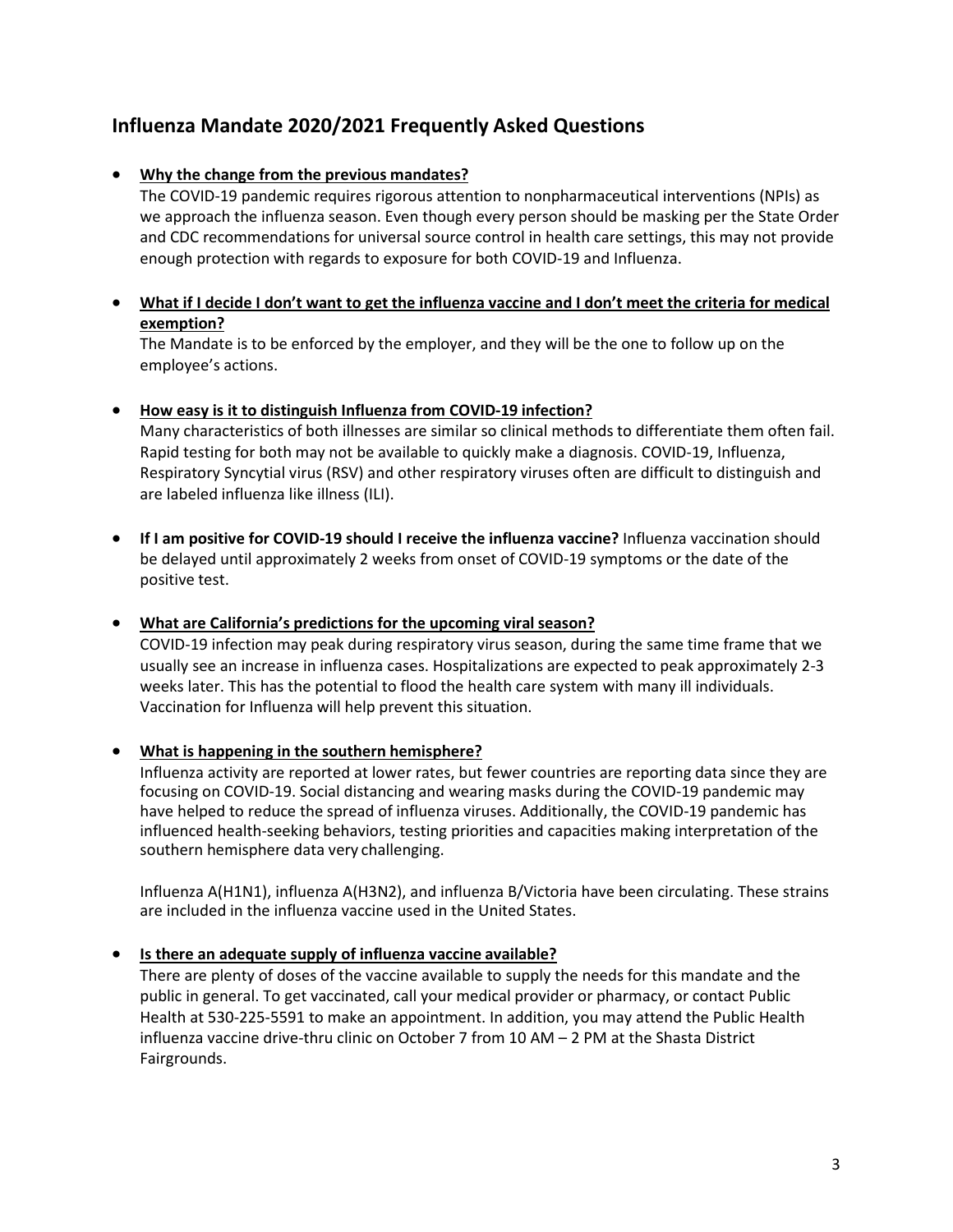## Influenza Mandate 2020/2021 Frequently Asked Questions

- **Why the change from the previous mandates?**
  The COVID-19 pandemic requires rigorous attention to nonpharmaceutical interventions (NPIs) as we approach the influenza season. Even though every person should be masking per the State Order and CDC recommendations for universal source control in health care settings, this may not provide enough protection with regards to exposure for both COVID-19 and Influenza.

- **What if I decide I don't want to get the influenza vaccine and I don't meet the criteria for medical exemption?**
  The Mandate is to be enforced by the employer, and they will be the one to follow up on the employee's actions.

- **How easy is it to distinguish Influenza from COVID-19 infection?**
  Many characteristics of both illnesses are similar so clinical methods to differentiate them often fail. Rapid testing for both may not be available to quickly make a diagnosis. COVID-19, Influenza, Respiratory Syncytial virus (RSV) and other respiratory viruses often are difficult to distinguish and are labeled influenza like illness (ILI).

- **If I am positive for COVID-19 should I receive the influenza vaccine?** Influenza vaccination should be delayed until approximately 2 weeks from onset of COVID-19 symptoms or the date of the positive test.

- **What are California's predictions for the upcoming viral season?**
  COVID-19 infection may peak during respiratory virus season, during the same time frame that we usually see an increase in influenza cases. Hospitalizations are expected to peak approximately 2-3 weeks later. This has the potential to flood the health care system with many ill individuals. Vaccination for Influenza will help prevent this situation.

- **What is happening in the southern hemisphere?**
  Influenza activity are reported at lower rates, but fewer countries are reporting data since they are focusing on COVID-19. Social distancing and wearing masks during the COVID-19 pandemic may have helped to reduce the spread of influenza viruses. Additionally, the COVID-19 pandemic has influenced health-seeking behaviors, testing priorities and capacities making interpretation of the southern hemisphere data very challenging.

  Influenza A(H1N1), influenza A(H3N2), and influenza B/Victoria have been circulating. These strains are included in the influenza vaccine used in the United States.

- **Is there an adequate supply of influenza vaccine available?**
  There are plenty of doses of the vaccine available to supply the needs for this mandate and the public in general. To get vaccinated, call your medical provider or pharmacy, or contact Public Health at 530-225-5591 to make an appointment. In addition, you may attend the Public Health influenza vaccine drive-thru clinic on October 7 from 10 AM – 2 PM at the Shasta District Fairgrounds.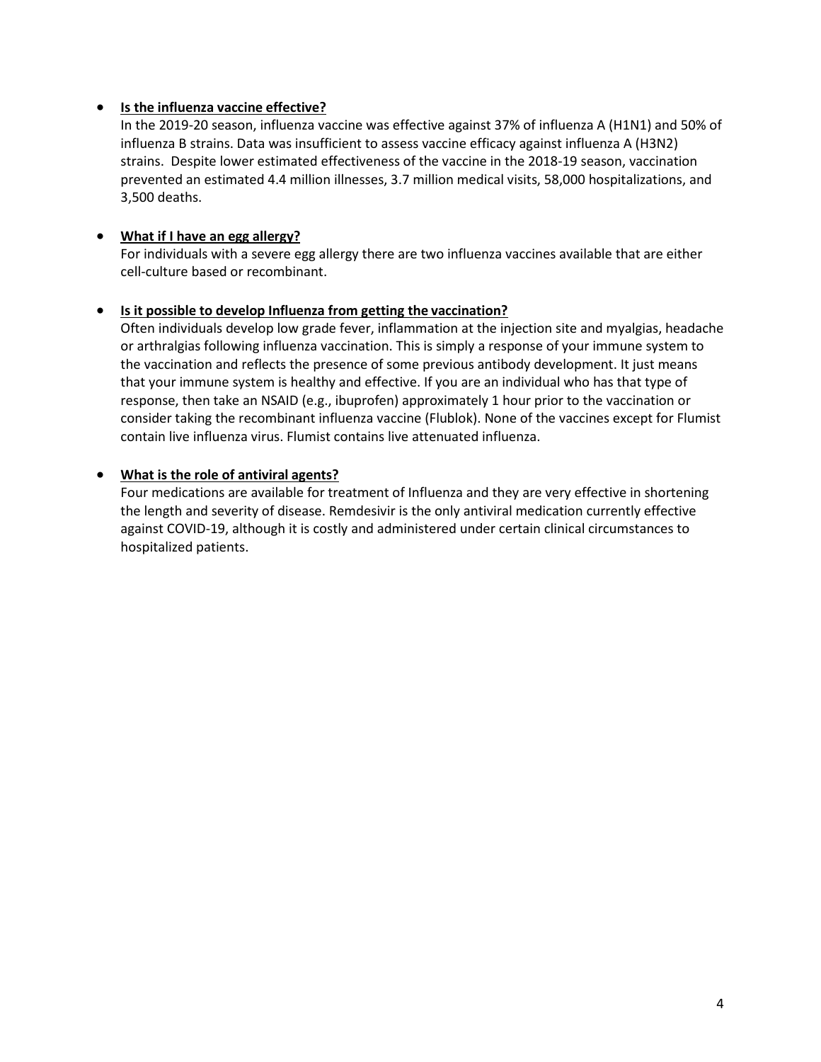- **Is the influenza vaccine effective?**

  In the 2019-20 season, influenza vaccine was effective against 37% of influenza A (H1N1) and 50% of influenza B strains. Data was insufficient to assess vaccine efficacy against influenza A (H3N2) strains. Despite lower estimated effectiveness of the vaccine in the 2018-19 season, vaccination prevented an estimated 4.4 million illnesses, 3.7 million medical visits, 58,000 hospitalizations, and 3,500 deaths.

- **What if I have an egg allergy?**

  For individuals with a severe egg allergy there are two influenza vaccines available that are either cell-culture based or recombinant.

- **Is it possible to develop Influenza from getting the vaccination?**

  Often individuals develop low grade fever, inflammation at the injection site and myalgias, headache or arthralgias following influenza vaccination. This is simply a response of your immune system to the vaccination and reflects the presence of some previous antibody development. It just means that your immune system is healthy and effective. If you are an individual who has that type of response, then take an NSAID (e.g., ibuprofen) approximately 1 hour prior to the vaccination or consider taking the recombinant influenza vaccine (Flublok). None of the vaccines except for Flumist contain live influenza virus. Flumist contains live attenuated influenza.

- **What is the role of antiviral agents?**

  Four medications are available for treatment of Influenza and they are very effective in shortening the length and severity of disease. Remdesivir is the only antiviral medication currently effective against COVID-19, although it is costly and administered under certain clinical circumstances to hospitalized patients.